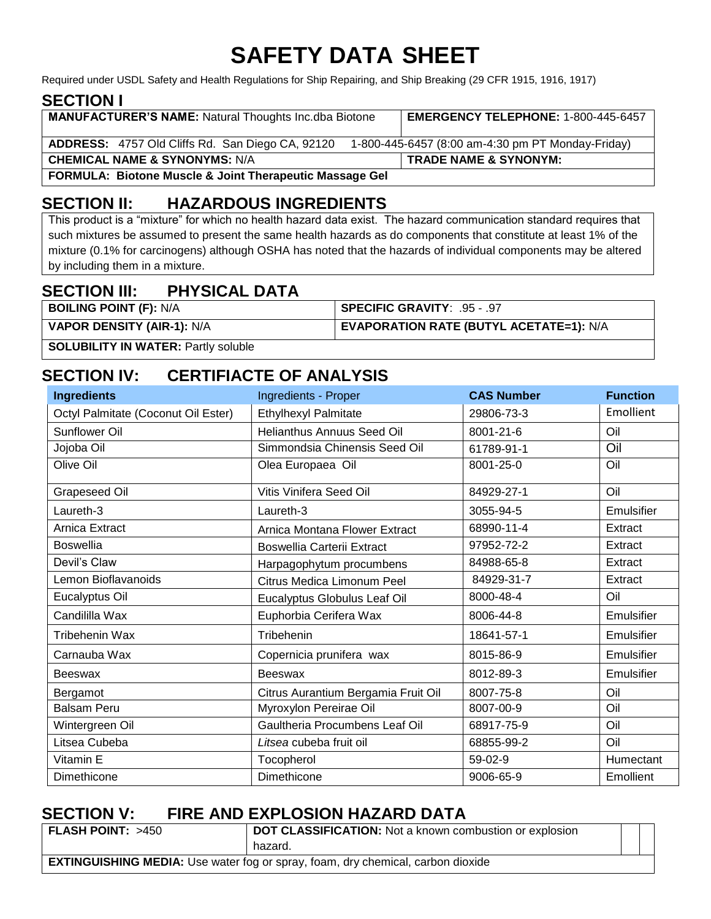# SAFETY DATA SHEET

Required under USDL Safety and Health Regulations for Ship Repairing, and Ship Breaking (29 CFR 1915, 1916, 1917)

## SECTION I

| | |
|---|---|
| **MANUFACTURER'S NAME:** Natural Thoughts Inc.dba Biotone | **EMERGENCY TELEPHONE:** 1-800-445-6457 |
| **ADDRESS:** 4757 Old Cliffs Rd. San Diego CA, 92120 | 1-800-445-6457 (8:00 am-4:30 pm PT Monday-Friday) |
| **CHEMICAL NAME & SYNONYMS:** N/A | **TRADE NAME & SYNONYM:** |
| **FORMULA: Biotone Muscle & Joint Therapeutic Massage Gel** | |

## SECTION II: HAZARDOUS INGREDIENTS

This product is a "mixture" for which no health hazard data exist. The hazard communication standard requires that such mixtures be assumed to present the same health hazards as do components that constitute at least 1% of the mixture (0.1% for carcinogens) although OSHA has noted that the hazards of individual components may be altered by including them in a mixture.

## SECTION III: PHYSICAL DATA

| | |
|---|---|
| **BOILING POINT (F):** N/A | **SPECIFIC GRAVITY**: .95 - .97 |
| **VAPOR DENSITY (AIR-1):** N/A | **EVAPORATION RATE (BUTYL ACETATE=1):** N/A |
| **SOLUBILITY IN WATER:** Partly soluble | |

## SECTION IV: CERTIFIACTE OF ANALYSIS

| Ingredients | Ingredients - Proper | CAS Number | Function |
|---|---|---|---|
| Octyl Palmitate (Coconut Oil Ester) | Ethylhexyl Palmitate | 29806-73-3 | Emollient |
| Sunflower Oil | Helianthus Annuus Seed Oil | 8001-21-6 | Oil |
| Jojoba Oil | Simmondsia Chinensis Seed Oil | 61789-91-1 | Oil |
| Olive Oil | Olea Europaea Oil | 8001-25-0 | Oil |
| Grapeseed Oil | Vitis Vinifera Seed Oil | 84929-27-1 | Oil |
| Laureth-3 | Laureth-3 | 3055-94-5 | Emulsifier |
| Arnica Extract | Arnica Montana Flower Extract | 68990-11-4 | Extract |
| Boswellia | Boswellia Carterii Extract | 97952-72-2 | Extract |
| Devil's Claw | Harpagophytum procumbens | 84988-65-8 | Extract |
| Lemon Bioflavanoids | Citrus Medica Limonum Peel | 84929-31-7 | Extract |
| Eucalyptus Oil | Eucalyptus Globulus Leaf Oil | 8000-48-4 | Oil |
| Candililla Wax | Euphorbia Cerifera Wax | 8006-44-8 | Emulsifier |
| Tribehenin Wax | Tribehenin | 18641-57-1 | Emulsifier |
| Carnauba Wax | Copernicia prunifera wax | 8015-86-9 | Emulsifier |
| Beeswax | Beeswax | 8012-89-3 | Emulsifier |
| Bergamot | Citrus Aurantium Bergamia Fruit Oil | 8007-75-8 | Oil |
| Balsam Peru | Myroxylon Pereirae Oil | 8007-00-9 | Oil |
| Wintergreen Oil | Gaultheria Procumbens Leaf Oil | 68917-75-9 | Oil |
| Litsea Cubeba | *Litsea* cubeba fruit oil | 68855-99-2 | Oil |
| Vitamin E | Tocopherol | 59-02-9 | Humectant |
| Dimethicone | Dimethicone | 9006-65-9 | Emollient |

## SECTION V: FIRE AND EXPLOSION HAZARD DATA

| | |
|---|---|
| **FLASH POINT:** >450 | **DOT CLASSIFICATION:** Not a known combustion or explosion hazard. |
| **EXTINGUISHING MEDIA:** Use water fog or spray, foam, dry chemical, carbon dioxide | |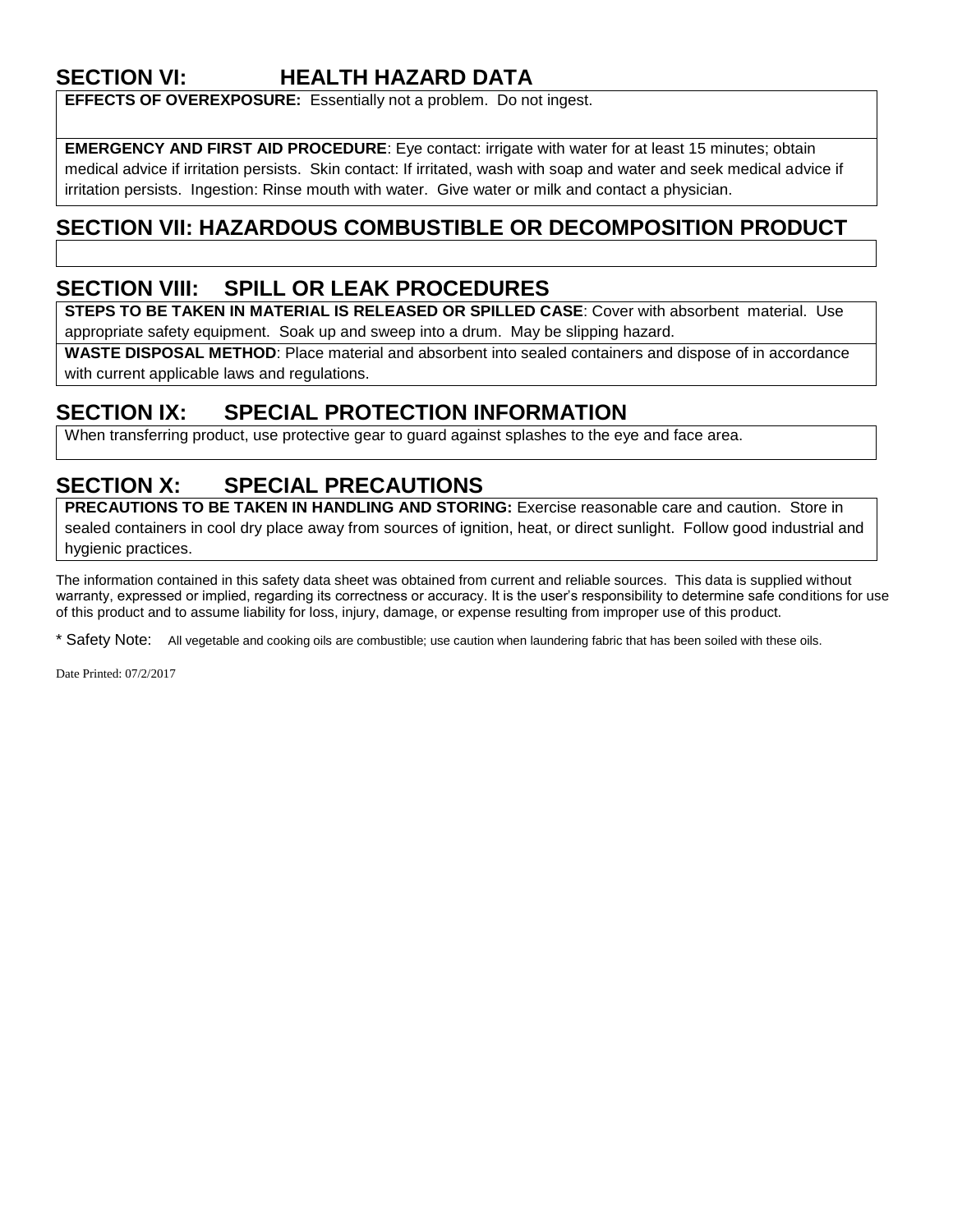## SECTION VI: HEALTH HAZARD DATA

**EFFECTS OF OVEREXPOSURE:** Essentially not a problem. Do not ingest.

**EMERGENCY AND FIRST AID PROCEDURE**: Eye contact: irrigate with water for at least 15 minutes; obtain medical advice if irritation persists. Skin contact: If irritated, wash with soap and water and seek medical advice if irritation persists. Ingestion: Rinse mouth with water. Give water or milk and contact a physician.

## SECTION VII: HAZARDOUS COMBUSTIBLE OR DECOMPOSITION PRODUCT

## SECTION VIII: SPILL OR LEAK PROCEDURES

**STEPS TO BE TAKEN IN MATERIAL IS RELEASED OR SPILLED CASE**: Cover with absorbent material. Use appropriate safety equipment. Soak up and sweep into a drum. May be slipping hazard.

**WASTE DISPOSAL METHOD**: Place material and absorbent into sealed containers and dispose of in accordance with current applicable laws and regulations.

## SECTION IX: SPECIAL PROTECTION INFORMATION

When transferring product, use protective gear to guard against splashes to the eye and face area.

## SECTION X: SPECIAL PRECAUTIONS

**PRECAUTIONS TO BE TAKEN IN HANDLING AND STORING:** Exercise reasonable care and caution. Store in sealed containers in cool dry place away from sources of ignition, heat, or direct sunlight. Follow good industrial and hygienic practices.

The information contained in this safety data sheet was obtained from current and reliable sources. This data is supplied without warranty, expressed or implied, regarding its correctness or accuracy. It is the user's responsibility to determine safe conditions for use of this product and to assume liability for loss, injury, damage, or expense resulting from improper use of this product.

* Safety Note: All vegetable and cooking oils are combustible; use caution when laundering fabric that has been soiled with these oils.

Date Printed: 07/2/2017